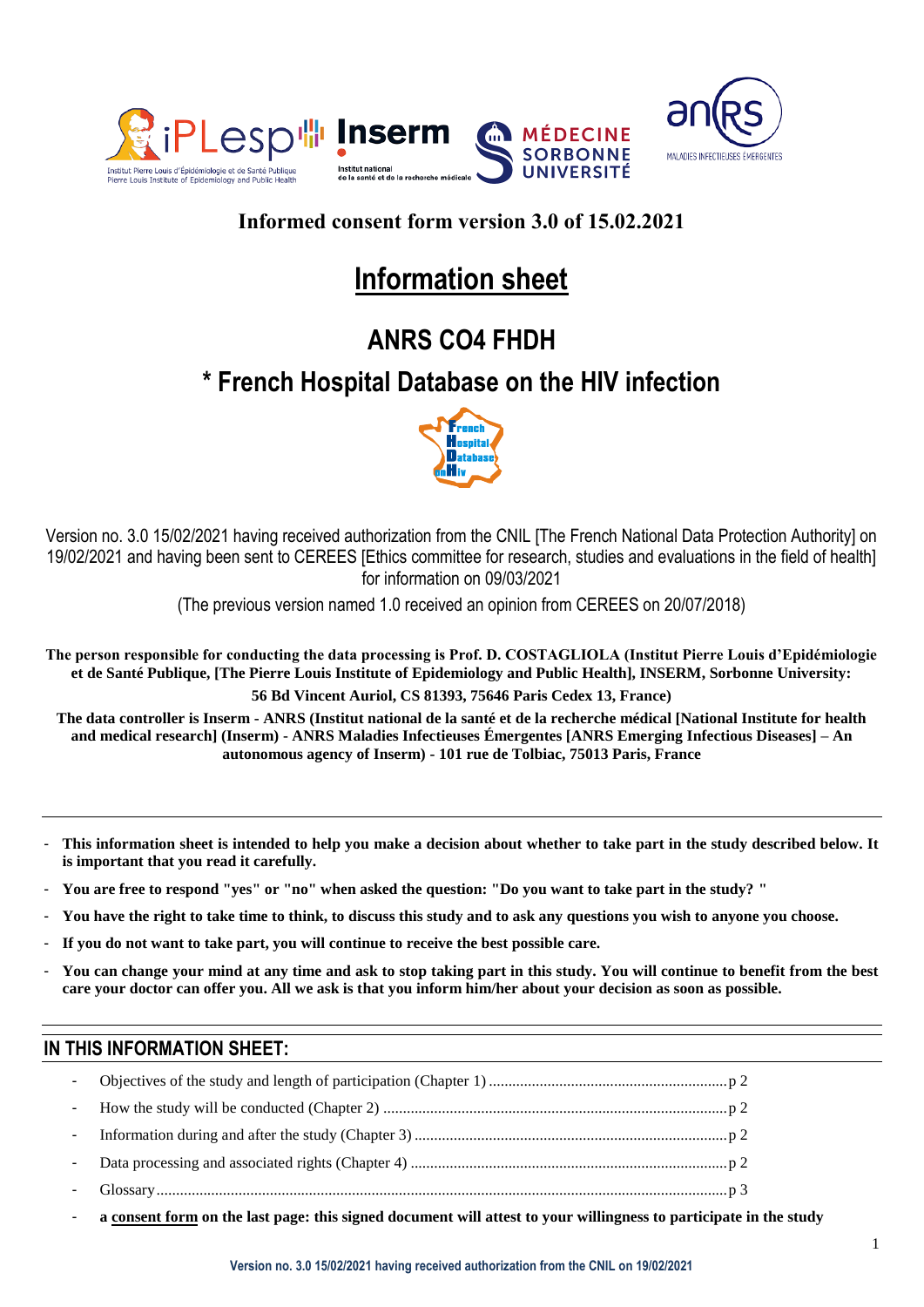**Informed consent form version 3.0 of 15.02.2021**

# Information sheet

## ANRS CO4 FHDH

## * French Hospital Database on the HIV infection

Version no. 3.0 15/02/2021 having received authorization from the CNIL [The French National Data Protection Authority] on 19/02/2021 and having been sent to CEREES [Ethics committee for research, studies and evaluations in the field of health] for information on 09/03/2021

(The previous version named 1.0 received an opinion from CEREES on 20/07/2018)

**The person responsible for conducting the data processing is Prof. D. COSTAGLIOLA (Institut Pierre Louis d'Epidémiologie et de Santé Publique, [The Pierre Louis Institute of Epidemiology and Public Health], INSERM, Sorbonne University: 56 Bd Vincent Auriol, CS 81393, 75646 Paris Cedex 13, France)**

**The data controller is Inserm - ANRS (Institut national de la santé et de la recherche médical [National Institute for health and medical research] (Inserm) - ANRS Maladies Infectieuses Émergentes [ANRS Emerging Infectious Diseases] – An autonomous agency of Inserm) - 101 rue de Tolbiac, 75013 Paris, France**

---

- **This information sheet is intended to help you make a decision about whether to take part in the study described below. It is important that you read it carefully.**
- **You are free to respond "yes" or "no" when asked the question: "Do you want to take part in the study? "**
- **You have the right to take time to think, to discuss this study and to ask any questions you wish to anyone you choose.**
- **If you do not want to take part, you will continue to receive the best possible care.**
- **You can change your mind at any time and ask to stop taking part in this study. You will continue to benefit from the best care your doctor can offer you. All we ask is that you inform him/her about your decision as soon as possible.**

## IN THIS INFORMATION SHEET:

- Objectives of the study and length of participation (Chapter 1) ............ p 2
- How the study will be conducted (Chapter 2) ............ p 2
- Information during and after the study (Chapter 3) ............ p 2
- Data processing and associated rights (Chapter 4) ............ p 2
- Glossary ............ p 3
- **a consent form on the last page: this signed document will attest to your willingness to participate in the study**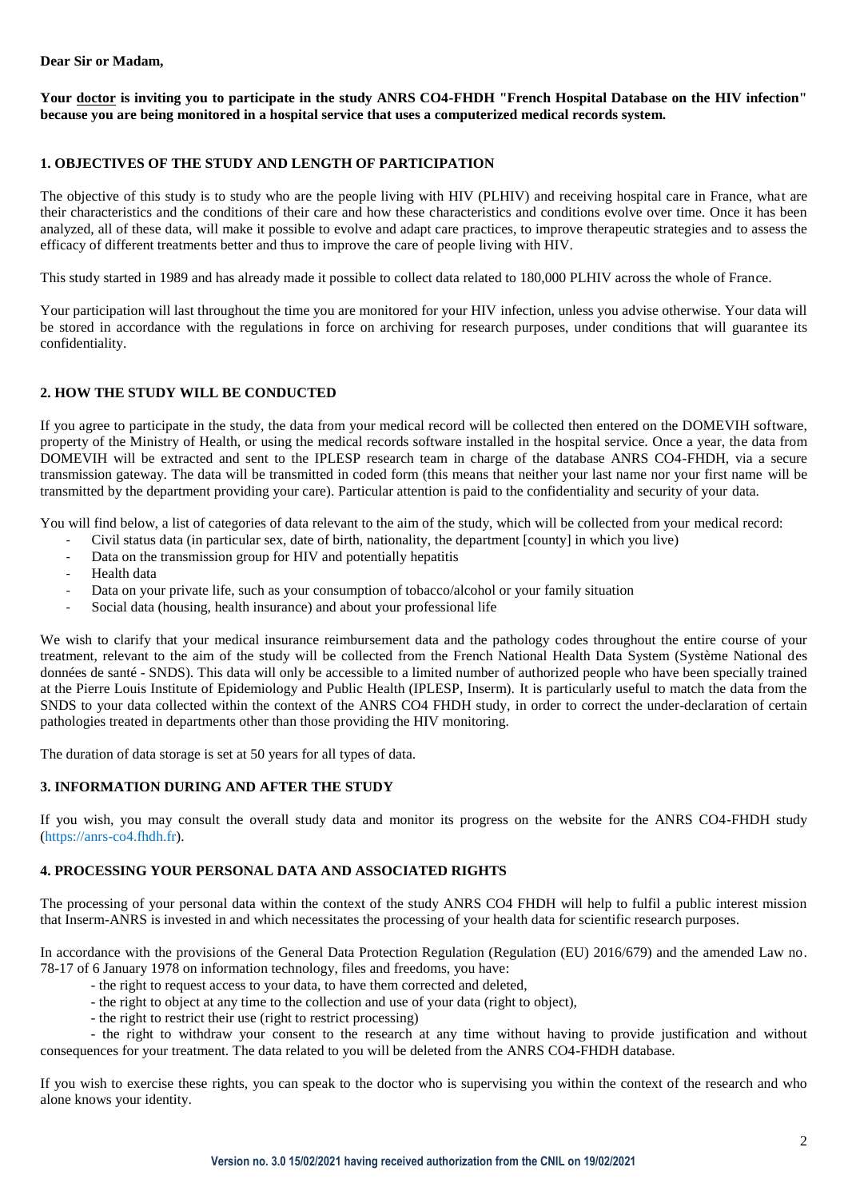**Dear Sir or Madam,**

**Your <u>doctor</u> is inviting you to participate in the study ANRS CO4-FHDH "French Hospital Database on the HIV infection" because you are being monitored in a hospital service that uses a computerized medical records system.**

## 1. OBJECTIVES OF THE STUDY AND LENGTH OF PARTICIPATION

The objective of this study is to study who are the people living with HIV (PLHIV) and receiving hospital care in France, what are their characteristics and the conditions of their care and how these characteristics and conditions evolve over time. Once it has been analyzed, all of these data, will make it possible to evolve and adapt care practices, to improve therapeutic strategies and to assess the efficacy of different treatments better and thus to improve the care of people living with HIV.

This study started in 1989 and has already made it possible to collect data related to 180,000 PLHIV across the whole of France.

Your participation will last throughout the time you are monitored for your HIV infection, unless you advise otherwise. Your data will be stored in accordance with the regulations in force on archiving for research purposes, under conditions that will guarantee its confidentiality.

## 2. HOW THE STUDY WILL BE CONDUCTED

If you agree to participate in the study, the data from your medical record will be collected then entered on the DOMEVIH software, property of the Ministry of Health, or using the medical records software installed in the hospital service. Once a year, the data from DOMEVIH will be extracted and sent to the IPLESP research team in charge of the database ANRS CO4-FHDH, via a secure transmission gateway. The data will be transmitted in coded form (this means that neither your last name nor your first name will be transmitted by the department providing your care). Particular attention is paid to the confidentiality and security of your data.

You will find below, a list of categories of data relevant to the aim of the study, which will be collected from your medical record:

- Civil status data (in particular sex, date of birth, nationality, the department [county] in which you live)
- Data on the transmission group for HIV and potentially hepatitis
- Health data
- Data on your private life, such as your consumption of tobacco/alcohol or your family situation
- Social data (housing, health insurance) and about your professional life

We wish to clarify that your medical insurance reimbursement data and the pathology codes throughout the entire course of your treatment, relevant to the aim of the study will be collected from the French National Health Data System (Système National des données de santé - SNDS). This data will only be accessible to a limited number of authorized people who have been specially trained at the Pierre Louis Institute of Epidemiology and Public Health (IPLESP, Inserm). It is particularly useful to match the data from the SNDS to your data collected within the context of the ANRS CO4 FHDH study, in order to correct the under-declaration of certain pathologies treated in departments other than those providing the HIV monitoring.

The duration of data storage is set at 50 years for all types of data.

## 3. INFORMATION DURING AND AFTER THE STUDY

If you wish, you may consult the overall study data and monitor its progress on the website for the ANRS CO4-FHDH study (https://anrs-co4.fhdh.fr).

## 4. PROCESSING YOUR PERSONAL DATA AND ASSOCIATED RIGHTS

The processing of your personal data within the context of the study ANRS CO4 FHDH will help to fulfil a public interest mission that Inserm-ANRS is invested in and which necessitates the processing of your health data for scientific research purposes.

In accordance with the provisions of the General Data Protection Regulation (Regulation (EU) 2016/679) and the amended Law no. 78-17 of 6 January 1978 on information technology, files and freedoms, you have:

- the right to request access to your data, to have them corrected and deleted,
- the right to object at any time to the collection and use of your data (right to object),
- the right to restrict their use (right to restrict processing)
- the right to withdraw your consent to the research at any time without having to provide justification and without consequences for your treatment. The data related to you will be deleted from the ANRS CO4-FHDH database.

If you wish to exercise these rights, you can speak to the doctor who is supervising you within the context of the research and who alone knows your identity.

**Version no. 3.0 15/02/2021 having received authorization from the CNIL on 19/02/2021**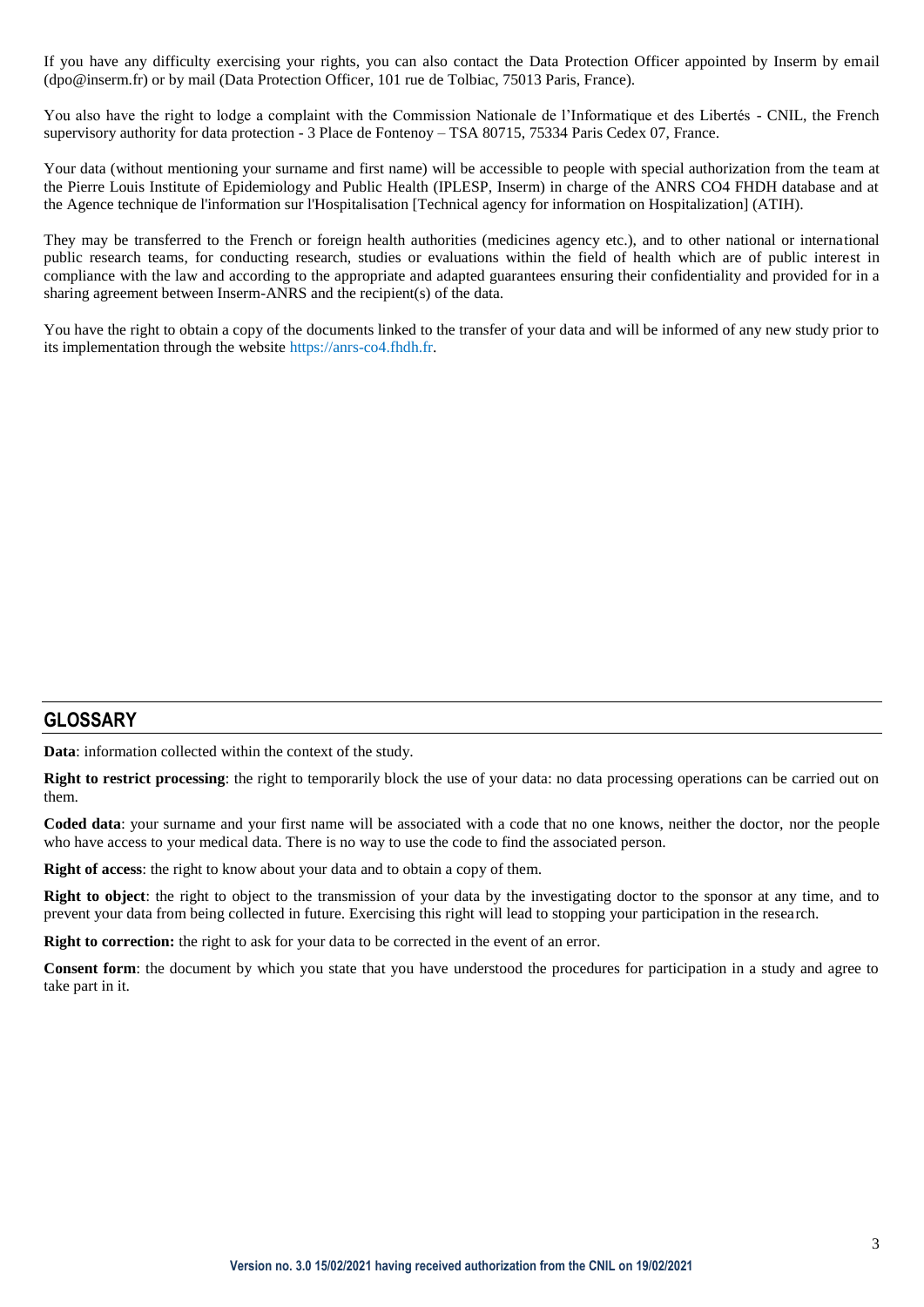If you have any difficulty exercising your rights, you can also contact the Data Protection Officer appointed by Inserm by email (dpo@inserm.fr) or by mail (Data Protection Officer, 101 rue de Tolbiac, 75013 Paris, France).

You also have the right to lodge a complaint with the Commission Nationale de l'Informatique et des Libertés - CNIL, the French supervisory authority for data protection - 3 Place de Fontenoy – TSA 80715, 75334 Paris Cedex 07, France.

Your data (without mentioning your surname and first name) will be accessible to people with special authorization from the team at the Pierre Louis Institute of Epidemiology and Public Health (IPLESP, Inserm) in charge of the ANRS CO4 FHDH database and at the Agence technique de l'information sur l'Hospitalisation [Technical agency for information on Hospitalization] (ATIH).

They may be transferred to the French or foreign health authorities (medicines agency etc.), and to other national or international public research teams, for conducting research, studies or evaluations within the field of health which are of public interest in compliance with the law and according to the appropriate and adapted guarantees ensuring their confidentiality and provided for in a sharing agreement between Inserm-ANRS and the recipient(s) of the data.

You have the right to obtain a copy of the documents linked to the transfer of your data and will be informed of any new study prior to its implementation through the website https://anrs-co4.fhdh.fr.

## GLOSSARY

**Data**: information collected within the context of the study.

**Right to restrict processing**: the right to temporarily block the use of your data: no data processing operations can be carried out on them.

**Coded data**: your surname and your first name will be associated with a code that no one knows, neither the doctor, nor the people who have access to your medical data. There is no way to use the code to find the associated person.

**Right of access**: the right to know about your data and to obtain a copy of them.

**Right to object**: the right to object to the transmission of your data by the investigating doctor to the sponsor at any time, and to prevent your data from being collected in future. Exercising this right will lead to stopping your participation in the research.

**Right to correction:** the right to ask for your data to be corrected in the event of an error.

**Consent form**: the document by which you state that you have understood the procedures for participation in a study and agree to take part in it.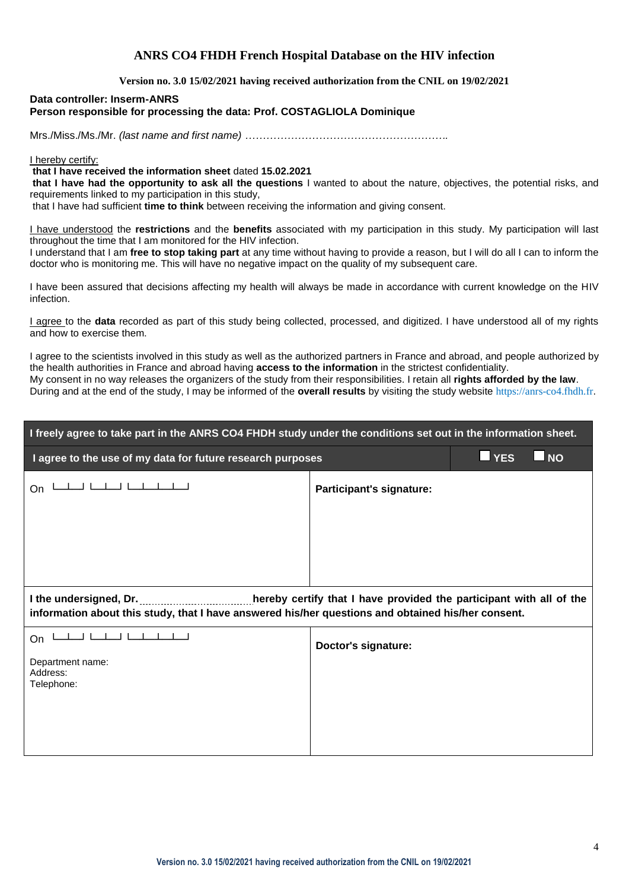# ANRS CO4 FHDH French Hospital Database on the HIV infection

**Version no. 3.0 15/02/2021 having received authorization from the CNIL on 19/02/2021**

**Data controller: Inserm-ANRS**
**Person responsible for processing the data: Prof. COSTAGLIOLA Dominique**

Mrs./Miss./Ms./Mr. *(last name and first name)* …………………………………………………..

I hereby certify:

**that I have received the information sheet** dated **15.02.2021**

**that I have had the opportunity to ask all the questions** I wanted to about the nature, objectives, the potential risks, and requirements linked to my participation in this study,

that I have had sufficient **time to think** between receiving the information and giving consent.

I have understood the **restrictions** and the **benefits** associated with my participation in this study. My participation will last throughout the time that I am monitored for the HIV infection.

I understand that I am **free to stop taking part** at any time without having to provide a reason, but I will do all I can to inform the doctor who is monitoring me. This will have no negative impact on the quality of my subsequent care.

I have been assured that decisions affecting my health will always be made in accordance with current knowledge on the HIV infection.

I agree to the **data** recorded as part of this study being collected, processed, and digitized. I have understood all of my rights and how to exercise them.

I agree to the scientists involved in this study as well as the authorized partners in France and abroad, and people authorized by the health authorities in France and abroad having **access to the information** in the strictest confidentiality.

My consent in no way releases the organizers of the study from their responsibilities. I retain all **rights afforded by the law**.

During and at the end of the study, I may be informed of the **overall results** by visiting the study website https://anrs-co4.fhdh.fr.

| | |
|---|---|
| **I freely agree to take part in the ANRS CO4 FHDH study under the conditions set out in the information sheet.** | |
| **I agree to the use of my data for future research purposes** | ☐ **YES** ☐ **NO** |
| On \_\_/\_\_/\_\_\_\_ | **Participant's signature:** |
| **I the undersigned, Dr. ………………… hereby certify that I have provided the participant with all of the information about this study, that I have answered his/her questions and obtained his/her consent.** | |
| On \_\_/\_\_/\_\_\_\_<br><br>Department name:<br>Address:<br>Telephone: | **Doctor's signature:** |

**Version no. 3.0 15/02/2021 having received authorization from the CNIL on 19/02/2021**